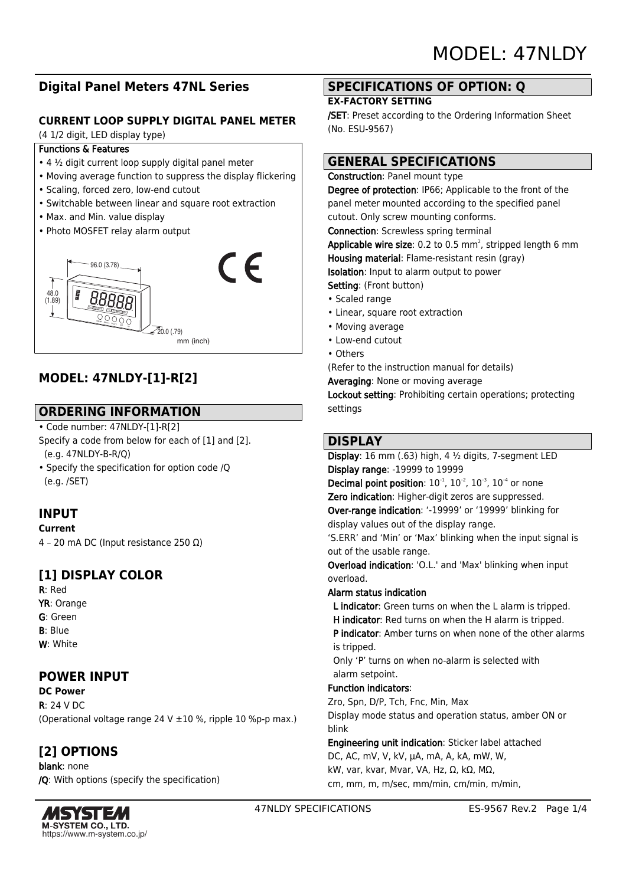# MODEL: 47NLDY

## Digital Panel Meters 47NL Series

### CURRENT LOOP SUPPLY DIGITAL PANEL METER

(4 1/2 digit, LED display type)

**Functions & Features**

- 4 ½ digit current loop supply digital panel meter
- Moving average function to suppress the display flickering
- Scaling, forced zero, low-end cutout
- Switchable between linear and square root extraction
- Max. and Min. value display
- Photo MOSFET relay alarm output

96.0 (3.78)
48.0 (1.89)
20.0 (.79)
mm (inch)

## MODEL: 47NLDY-[1]-R[2]

## ORDERING INFORMATION

- Code number: 47NLDY-[1]-R[2]
Specify a code from below for each of [1] and [2].
(e.g. 47NLDY-B-R/Q)
- Specify the specification for option code /Q
(e.g. /SET)

## INPUT

**Current**

4 – 20 mA DC (Input resistance 250 Ω)

## [1] DISPLAY COLOR

**R**: Red
**YR**: Orange
**G**: Green
**B**: Blue
**W**: White

## POWER INPUT

**DC Power**

**R**: 24 V DC
(Operational voltage range 24 V ±10 %, ripple 10 %p-p max.)

## [2] OPTIONS

**blank**: none
**/Q**: With options (specify the specification)

## SPECIFICATIONS OF OPTION: Q

**EX-FACTORY SETTING**

**/SET**: Preset according to the Ordering Information Sheet (No. ESU-9567)

## GENERAL SPECIFICATIONS

**Construction**: Panel mount type
**Degree of protection**: IP66; Applicable to the front of the panel meter mounted according to the specified panel cutout. Only screw mounting conforms.
**Connection**: Screwless spring terminal
**Applicable wire size**: 0.2 to 0.5 $mm^2$, stripped length 6 mm
**Housing material**: Flame-resistant resin (gray)
**Isolation**: Input to alarm output to power
**Setting**: (Front button)

- Scaled range
- Linear, square root extraction
- Moving average
- Low-end cutout
- Others

(Refer to the instruction manual for details)
**Averaging**: None or moving average
**Lockout setting**: Prohibiting certain operations; protecting settings

## DISPLAY

**Display**: 16 mm (.63) high, 4 ½ digits, 7-segment LED
**Display range**: -19999 to 19999
**Decimal point position**: $10^{-1}$, $10^{-2}$, $10^{-3}$, $10^{-4}$ or none
**Zero indication**: Higher-digit zeros are suppressed.
**Over-range indication**: '-19999' or '19999' blinking for display values out of the display range.
'S.ERR' and 'Min' or 'Max' blinking when the input signal is out of the usable range.
**Overload indication**: 'O.L.' and 'Max' blinking when input overload.
**Alarm status indication**
**L indicator**: Green turns on when the L alarm is tripped.
**H indicator**: Red turns on when the H alarm is tripped.
**P indicator**: Amber turns on when none of the other alarms is tripped.
Only 'P' turns on when no-alarm is selected with alarm setpoint.
**Function indicators**:
Zro, Spn, D/P, Tch, Fnc, Min, Max
Display mode status and operation status, amber ON or blink
**Engineering unit indication**: Sticker label attached
DC, AC, mV, V, kV, µA, mA, A, kA, mW, W,
kW, var, kvar, Mvar, VA, Hz, Ω, kΩ, MΩ,
cm, mm, m, m/sec, mm/min, cm/min, m/min,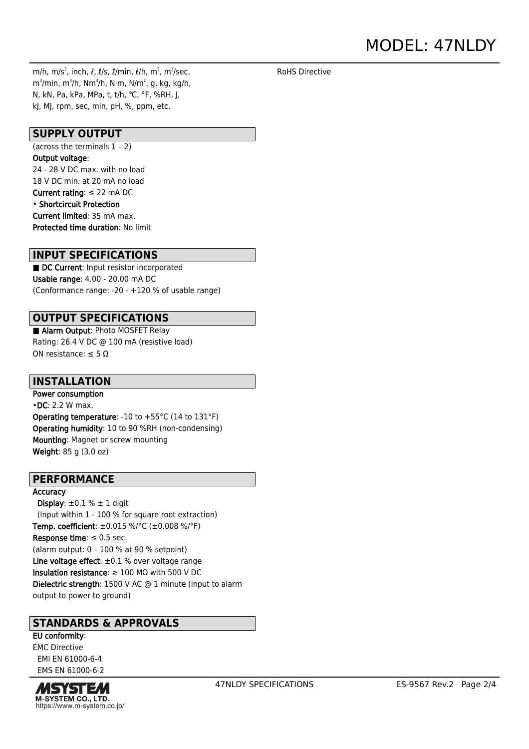m/h, m/s$^2$, inch, ℓ, ℓ/s, ℓ/min, ℓ/h, m$^3$, m$^3$/sec, m$^3$/min, m$^3$/h, Nm$^3$/h, N·m, N/m$^2$, g, kg, kg/h, N, kN, Pa, kPa, MPa, t, t/h, °C, °F, %RH, J, kJ, MJ, rpm, sec, min, pH, %, ppm, etc.

## SUPPLY OUTPUT

(across the terminals 1 – 2)

**Output voltage**:
24 - 28 V DC max. with no load
18 V DC min. at 20 mA no load

**Current rating**: ≤ 22 mA DC

• **Shortcircuit Protection**

**Current limited**: 35 mA max.

**Protected time duration**: No limit

## INPUT SPECIFICATIONS

■ **DC Current**: Input resistor incorporated

**Usable range**: 4.00 - 20.00 mA DC
(Conformance range: -20 - +120 % of usable range)

## OUTPUT SPECIFICATIONS

■ **Alarm Output**: Photo MOSFET Relay
Rating: 26.4 V DC @ 100 mA (resistive load)
ON resistance: ≤ 5 Ω

## INSTALLATION

**Power consumption**

•**DC**: 2.2 W max.

**Operating temperature**: -10 to +55°C (14 to 131°F)

**Operating humidity**: 10 to 90 %RH (non-condensing)

**Mounting**: Magnet or screw mounting

**Weight**: 85 g (3.0 oz)

## PERFORMANCE

**Accuracy**

**Display**: ±0.1 % ± 1 digit
(Input within 1 - 100 % for square root extraction)

**Temp. coefficient**: ±0.015 %/°C (±0.008 %/°F)

**Response time**: ≤ 0.5 sec.
(alarm output: 0 – 100 % at 90 % setpoint)

**Line voltage effect**: ±0.1 % over voltage range

**Insulation resistance**: ≥ 100 MΩ with 500 V DC

**Dielectric strength**: 1500 V AC @ 1 minute (input to alarm output to power to ground)

## STANDARDS & APPROVALS

**EU conformity**:
EMC Directive
EMI EN 61000-6-4
EMS EN 61000-6-2
RoHS Directive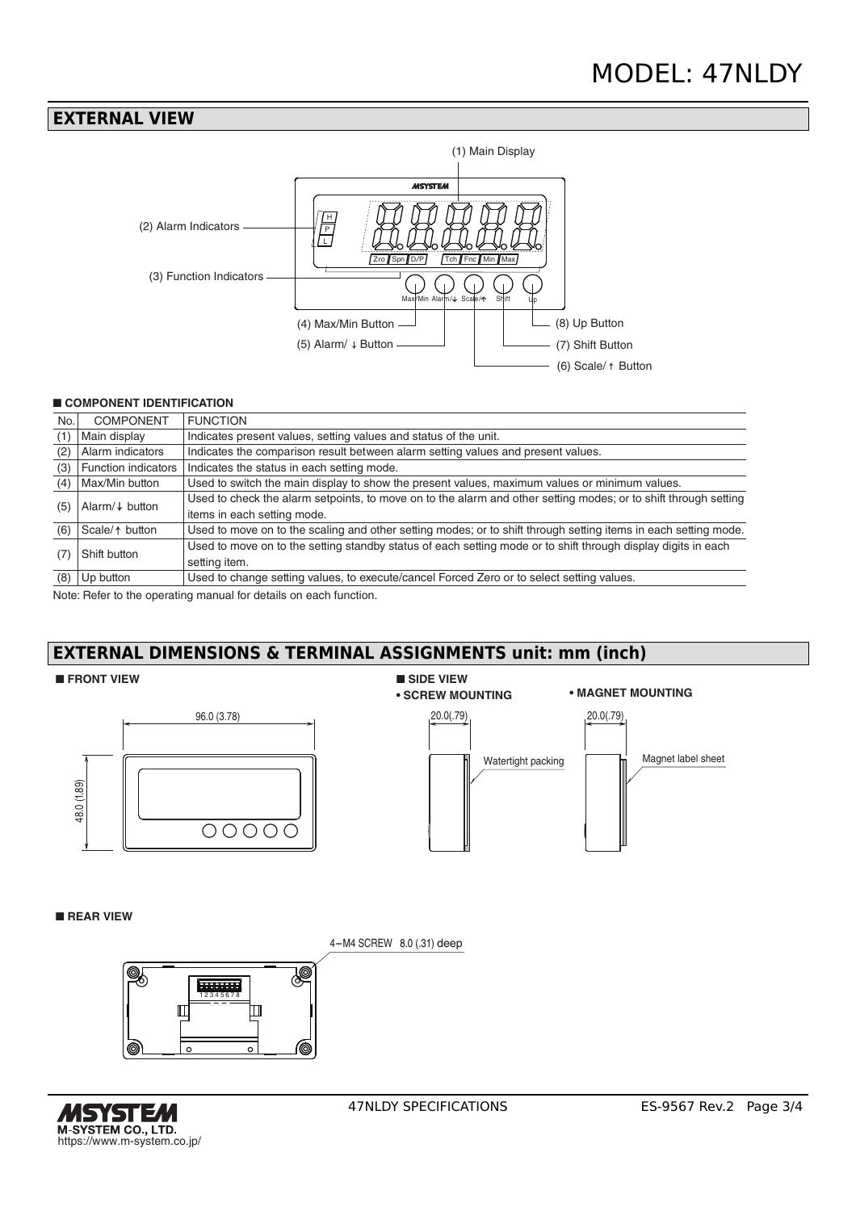MODEL: 47NLDY

## EXTERNAL VIEW

(1) Main Display

(2) Alarm Indicators

(3) Function Indicators

(4) Max/Min Button

(5) Alarm/ ↓ Button

(6) Scale/ ↑ Button

(7) Shift Button

(8) Up Button

### ■ COMPONENT IDENTIFICATION

| No. | COMPONENT | FUNCTION |
|---|---|---|
| (1) | Main display | Indicates present values, setting values and status of the unit. |
| (2) | Alarm indicators | Indicates the comparison result between alarm setting values and present values. |
| (3) | Function indicators | Indicates the status in each setting mode. |
| (4) | Max/Min button | Used to switch the main display to show the present values, maximum values or minimum values. |
| (5) | Alarm/↓ button | Used to check the alarm setpoints, to move on to the alarm and other setting modes; or to shift through setting items in each setting mode. |
| (6) | Scale/↑ button | Used to move on to the scaling and other setting modes; or to shift through setting items in each setting mode. |
| (7) | Shift button | Used to move on to the setting standby status of each setting mode or to shift through display digits in each setting item. |
| (8) | Up button | Used to change setting values, to execute/cancel Forced Zero or to select setting values. |

Note: Refer to the operating manual for details on each function.

## EXTERNAL DIMENSIONS & TERMINAL ASSIGNMENTS unit: mm (inch)

### ■ FRONT VIEW

96.0 (3.78)

48.0 (1.89)

### ■ SIDE VIEW

**• SCREW MOUNTING**

20.0(.79)

Watertight packing

**• MAGNET MOUNTING**

20.0(.79)

Magnet label sheet

### ■ REAR VIEW

4−M4 SCREW 8.0 (.31) deep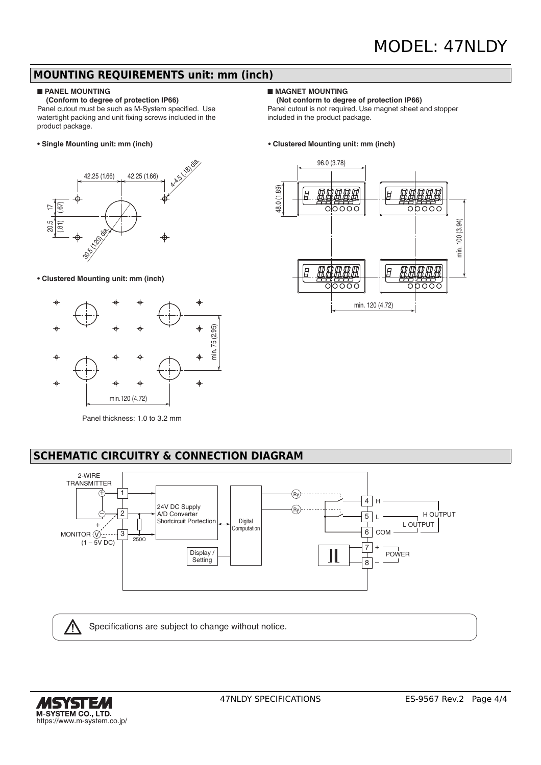# MODEL: 47NLDY

## MOUNTING REQUIREMENTS unit: mm (inch)

■ **PANEL MOUNTING**
**(Conform to degree of protection IP66)**
Panel cutout must be such as M-System specified. Use watertight packing and unit fixing screws included in the product package.

**• Single Mounting unit: mm (inch)**

42.25 (1.66)
42.25 (1.66)
4-4.5 (.18) dia.
17 (.67)
20.5 (.81)
30.5 (1.20) dia.

**• Clustered Mounting unit: mm (inch)**

min. 75 (2.95)
min.120 (4.72)

Panel thickness: 1.0 to 3.2 mm

■ **MAGNET MOUNTING**
**(Not conform to degree of protection IP66)**
Panel cutout is not required. Use magnet sheet and stopper included in the product package.

**• Clustered Mounting unit: mm (inch)**

96.0 (3.78)
48.0 (1.89)
min. 100 (3.94)
min. 120 (4.72)

## SCHEMATIC CIRCUITRY & CONNECTION DIAGRAM

2-WIRE TRANSMITTER
MONITOR (1 – 5V DC)
250Ω
24V DC Supply
A/D Converter
Shortcircuit Portection
Display / Setting
Digital Computation
Ry
Ry
4 H
5 L
6 COM
7 +
8 –
H OUTPUT
L OUTPUT
POWER

⚠ Specifications are subject to change without notice.